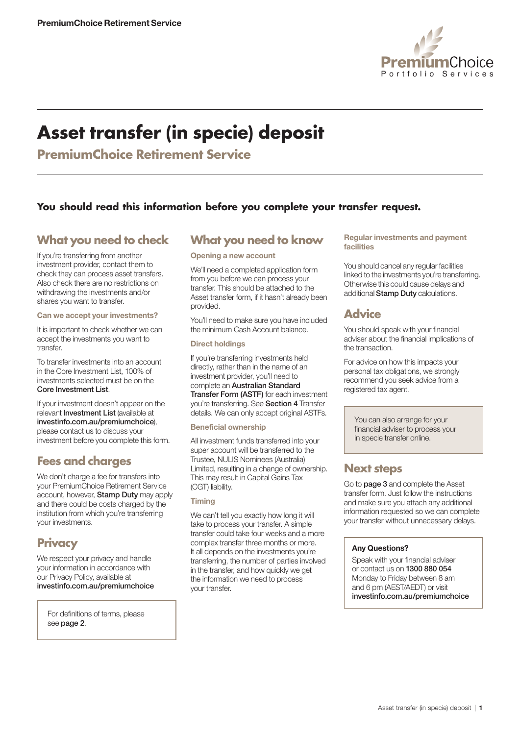# Asset transfer (in specie) deposit

## PremiumChoice Retirement Service

**You should read this information before you complete your transfer request.**

## What you need to check

If you're transferring from another investment provider, contact them to check they can process asset transfers. Also check there are no restrictions on withdrawing the investments and/or shares you want to transfer.

### Can we accept your investments?

It is important to check whether we can accept the investments you want to transfer.

To transfer investments into an account in the Core Investment List, 100% of investments selected must be on the **Core Investment List**.

If your investment doesn't appear on the relevant **Investment List** (available at **investinfo.com.au/premiumchoice**), please contact us to discuss your investment before you complete this form.

## Fees and charges

We don't charge a fee for transfers into your PremiumChoice Retirement Service account, however, **Stamp Duty** may apply and there could be costs charged by the institution from which you're transferring your investments.

## Privacy

We respect your privacy and handle your information in accordance with our Privacy Policy, available at **investinfo.com.au/premiumchoice**

For definitions of terms, please see **page 2**.

## What you need to know

### Opening a new account

We'll need a completed application form from you before we can process your transfer. This should be attached to the Asset transfer form, if it hasn't already been provided.

You'll need to make sure you have included the minimum Cash Account balance.

### Direct holdings

If you're transferring investments held directly, rather than in the name of an investment provider, you'll need to complete an **Australian Standard Transfer Form (ASTF)** for each investment you're transferring. See **Section 4** Transfer details. We can only accept original ASTFs.

### Beneficial ownership

All investment funds transferred into your super account will be transferred to the Trustee, NULIS Nominees (Australia) Limited, resulting in a change of ownership. This may result in Capital Gains Tax (CGT) liability.

### Timing

We can't tell you exactly how long it will take to process your transfer. A simple transfer could take four weeks and a more complex transfer three months or more. It all depends on the investments you're transferring, the number of parties involved in the transfer, and how quickly we get the information we need to process your transfer.

### Regular investments and payment facilities

You should cancel any regular facilities linked to the investments you're transferring. Otherwise this could cause delays and additional **Stamp Duty** calculations.

## Advice

You should speak with your financial adviser about the financial implications of the transaction.

For advice on how this impacts your personal tax obligations, we strongly recommend you seek advice from a registered tax agent.

You can also arrange for your financial adviser to process your in specie transfer online.

## Next steps

Go to **page 3** and complete the Asset transfer form. Just follow the instructions and make sure you attach any additional information requested so we can complete your transfer without unnecessary delays.

**Any Questions?**

Speak with your financial adviser or contact us on **1300 880 054** Monday to Friday between 8 am and 6 pm (AEST/AEDT) or visit **investinfo.com.au/premiumchoice**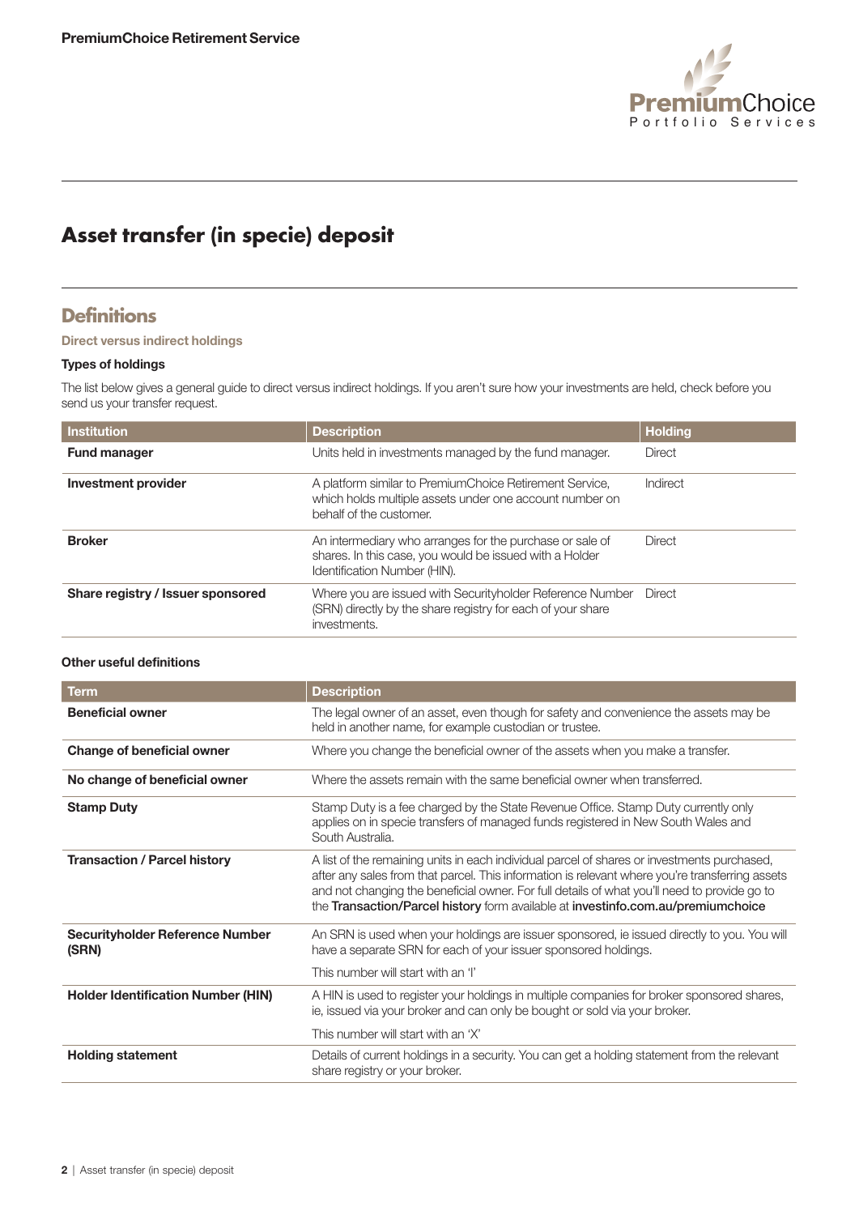# Asset transfer (in specie) deposit

## Definitions

### Direct versus indirect holdings

**Types of holdings**

The list below gives a general guide to direct versus indirect holdings. If you aren't sure how your investments are held, check before you send us your transfer request.

| Institution | Description | Holding |
|---|---|---|
| **Fund manager** | Units held in investments managed by the fund manager. | Direct |
| **Investment provider** | A platform similar to PremiumChoice Retirement Service, which holds multiple assets under one account number on behalf of the customer. | Indirect |
| **Broker** | An intermediary who arranges for the purchase or sale of shares. In this case, you would be issued with a Holder Identification Number (HIN). | Direct |
| **Share registry / Issuer sponsored** | Where you are issued with Securityholder Reference Number (SRN) directly by the share registry for each of your share investments. | Direct |

**Other useful definitions**

| Term | Description |
|---|---|
| **Beneficial owner** | The legal owner of an asset, even though for safety and convenience the assets may be held in another name, for example custodian or trustee. |
| **Change of beneficial owner** | Where you change the beneficial owner of the assets when you make a transfer. |
| **No change of beneficial owner** | Where the assets remain with the same beneficial owner when transferred. |
| **Stamp Duty** | Stamp Duty is a fee charged by the State Revenue Office. Stamp Duty currently only applies on in specie transfers of managed funds registered in New South Wales and South Australia. |
| **Transaction / Parcel history** | A list of the remaining units in each individual parcel of shares or investments purchased, after any sales from that parcel. This information is relevant where you're transferring assets and not changing the beneficial owner. For full details of what you'll need to provide go to the **Transaction/Parcel history** form available at **investinfo.com.au/premiumchoice** |
| **Securityholder Reference Number (SRN)** | An SRN is used when your holdings are issuer sponsored, ie issued directly to you. You will have a separate SRN for each of your issuer sponsored holdings. This number will start with an 'I' |
| **Holder Identification Number (HIN)** | A HIN is used to register your holdings in multiple companies for broker sponsored shares, ie, issued via your broker and can only be bought or sold via your broker. This number will start with an 'X' |
| **Holding statement** | Details of current holdings in a security. You can get a holding statement from the relevant share registry or your broker. |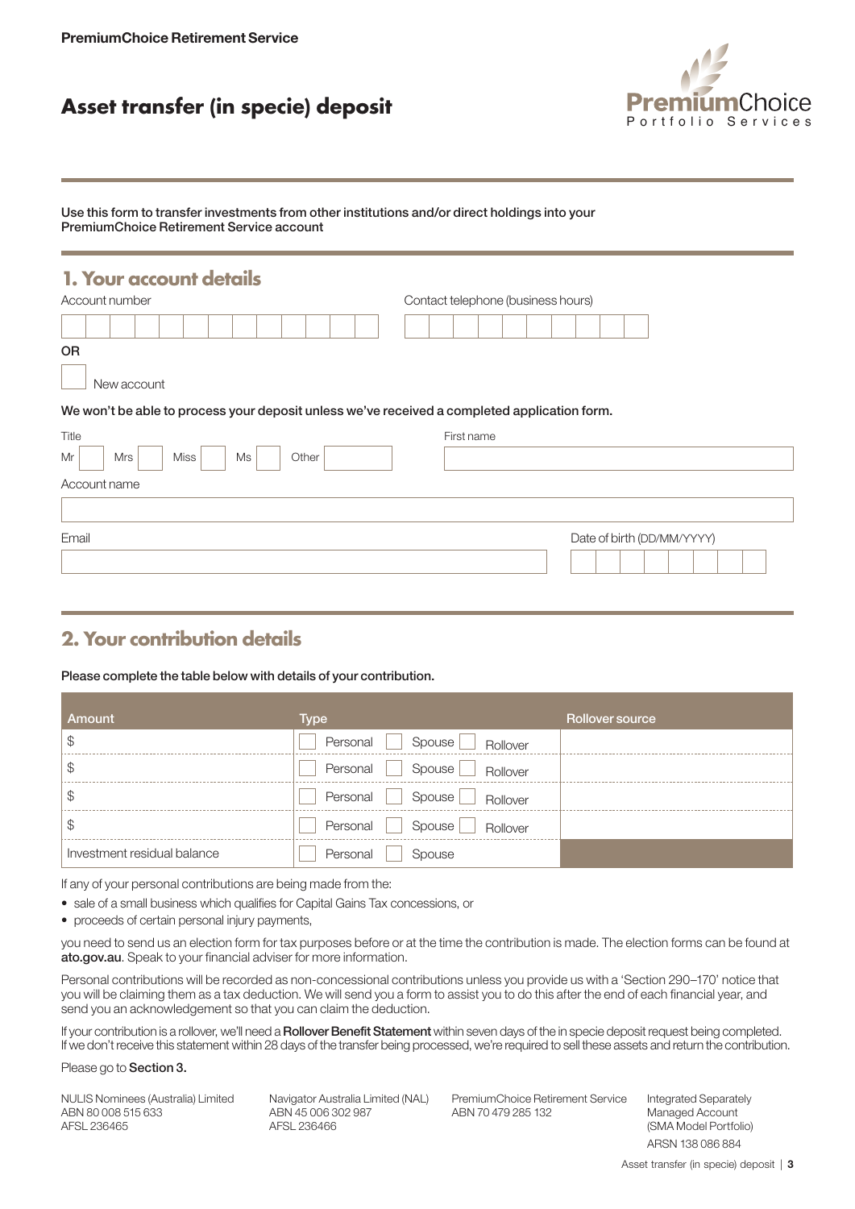PremiumChoice Retirement Service

# Asset transfer (in specie) deposit

PremiumChoice Portfolio Services

Use this form to transfer investments from other institutions and/or direct holdings into your PremiumChoice Retirement Service account

## 1. Your account details

Account number

Contact telephone (business hours)

OR

☐ New account

**We won't be able to process your deposit unless we've received a completed application form.**

Title

Mr ☐ Mrs ☐ Miss ☐ Ms ☐ Other ☐

First name

Account name

Email

Date of birth (DD/MM/YYYY)

## 2. Your contribution details

**Please complete the table below with details of your contribution.**

| Amount | Type | Rollover source |
|---|---|---|
| $ | ☐ Personal ☐ Spouse ☐ Rollover | |
| $ | ☐ Personal ☐ Spouse ☐ Rollover | |
| $ | ☐ Personal ☐ Spouse ☐ Rollover | |
| $ | ☐ Personal ☐ Spouse ☐ Rollover | |
| Investment residual balance | ☐ Personal ☐ Spouse | |

If any of your personal contributions are being made from the:

- sale of a small business which qualifies for Capital Gains Tax concessions, or
- proceeds of certain personal injury payments,

you need to send us an election form for tax purposes before or at the time the contribution is made. The election forms can be found at **ato.gov.au**. Speak to your financial adviser for more information.

Personal contributions will be recorded as non-concessional contributions unless you provide us with a 'Section 290–170' notice that you will be claiming them as a tax deduction. We will send you a form to assist you to do this after the end of each financial year, and send you an acknowledgement so that you can claim the deduction.

If your contribution is a rollover, we'll need a **Rollover Benefit Statement** within seven days of the in specie deposit request being completed. If we don't receive this statement within 28 days of the transfer being processed, we're required to sell these assets and return the contribution.

Please go to **Section 3.**

NULIS Nominees (Australia) Limited
ABN 80 008 515 633
AFSL 236465

Navigator Australia Limited (NAL)
ABN 45 006 302 987
AFSL 236466

PremiumChoice Retirement Service
ABN 70 479 285 132

Integrated Separately Managed Account (SMA Model Portfolio)
ARSN 138 086 884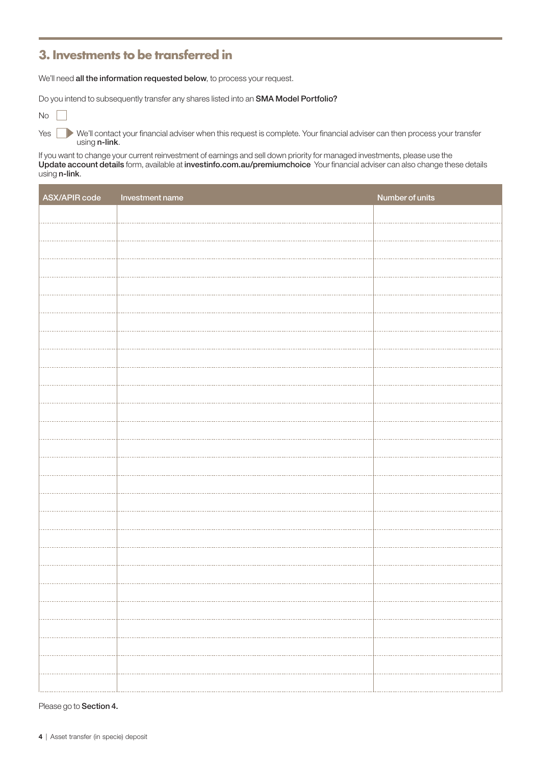## 3. Investments to be transferred in

We'll need **all the information requested below**, to process your request.

Do you intend to subsequently transfer any shares listed into an **SMA Model Portfolio?**

No ☐

Yes ☐ ▶ We'll contact your financial adviser when this request is complete. Your financial adviser can then process your transfer using **n-link**.

If you want to change your current reinvestment of earnings and sell down priority for managed investments, please use the **Update account details** form, available at **investinfo.com.au/premiumchoice** Your financial adviser can also change these details using **n-link**.

| ASX/APIR code | Investment name | Number of units |
|---|---|---|
| | | |
| | | |
| | | |
| | | |
| | | |
| | | |
| | | |
| | | |
| | | |
| | | |
| | | |
| | | |
| | | |
| | | |
| | | |
| | | |
| | | |
| | | |
| | | |
| | | |
| | | |
| | | |
| | | |
| | | |
| | | |
| | | |
| | | |

Please go to **Section 4.**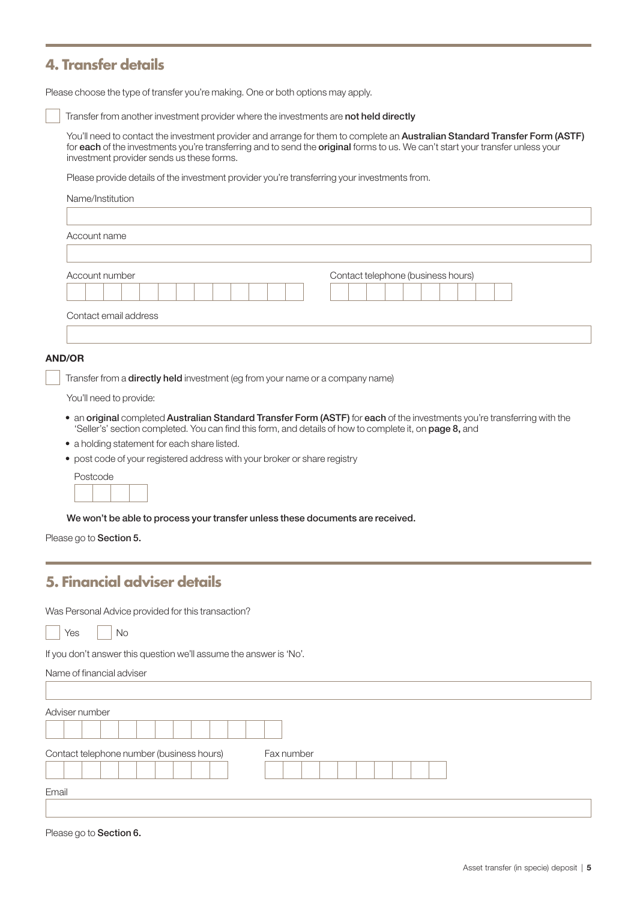## 4. Transfer details

Please choose the type of transfer you're making. One or both options may apply.

☐ Transfer from another investment provider where the investments are **not held directly**

You'll need to contact the investment provider and arrange for them to complete an **Australian Standard Transfer Form (ASTF)** for **each** of the investments you're transferring and to send the **original** forms to us. We can't start your transfer unless your investment provider sends us these forms.

Please provide details of the investment provider you're transferring your investments from.

Name/Institution

Account name

Account number

Contact telephone (business hours)

Contact email address

**AND/OR**

☐ Transfer from a **directly held** investment (eg from your name or a company name)

You'll need to provide:

- an **original** completed **Australian Standard Transfer Form (ASTF)** for **each** of the investments you're transferring with the 'Seller's' section completed. You can find this form, and details of how to complete it, on **page 8,** and
- a holding statement for each share listed.
- post code of your registered address with your broker or share registry

Postcode

**We won't be able to process your transfer unless these documents are received.**

Please go to **Section 5.**

## 5. Financial adviser details

Was Personal Advice provided for this transaction?

☐ Yes ☐ No

If you don't answer this question we'll assume the answer is 'No'.

Name of financial adviser

Adviser number

Contact telephone number (business hours)

Fax number

Email

Please go to **Section 6.**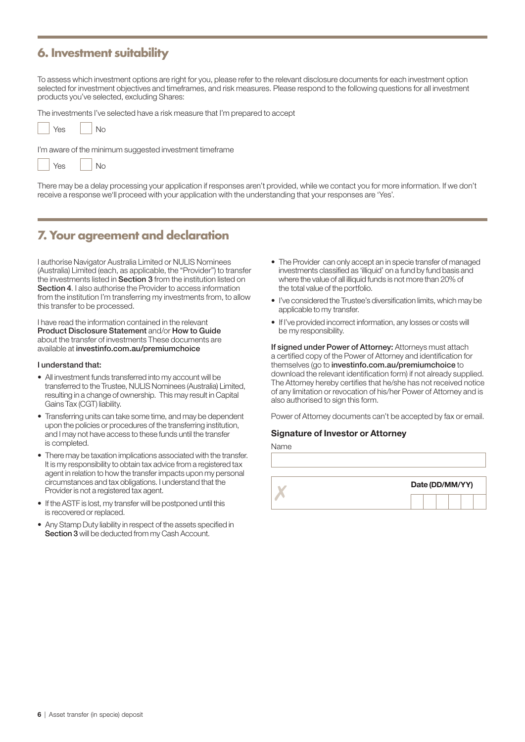## 6. Investment suitability

To assess which investment options are right for you, please refer to the relevant disclosure documents for each investment option selected for investment objectives and timeframes, and risk measures. Please respond to the following questions for all investment products you've selected, excluding Shares:

The investments I've selected have a risk measure that I'm prepared to accept

☐ Yes ☐ No

I'm aware of the minimum suggested investment timeframe

☐ Yes ☐ No

There may be a delay processing your application if responses aren't provided, while we contact you for more information. If we don't receive a response we'll proceed with your application with the understanding that your responses are 'Yes'.

## 7. Your agreement and declaration

I authorise Navigator Australia Limited or NULIS Nominees (Australia) Limited (each, as applicable, the "Provider") to transfer the investments listed in **Section 3** from the institution listed on **Section 4**. I also authorise the Provider to access information from the institution I'm transferring my investments from, to allow this transfer to be processed.

I have read the information contained in the relevant **Product Disclosure Statement** and/or **How to Guide** about the transfer of investments These documents are available at **investinfo.com.au/premiumchoice**

**I understand that:**

- All investment funds transferred into my account will be transferred to the Trustee, NULIS Nominees (Australia) Limited, resulting in a change of ownership. This may result in Capital Gains Tax (CGT) liability.
- Transferring units can take some time, and may be dependent upon the policies or procedures of the transferring institution, and I may not have access to these funds until the transfer is completed.
- There may be taxation implications associated with the transfer. It is my responsibility to obtain tax advice from a registered tax agent in relation to how the transfer impacts upon my personal circumstances and tax obligations. I understand that the Provider is not a registered tax agent.
- If the ASTF is lost, my transfer will be postponed until this is recovered or replaced.
- Any Stamp Duty liability in respect of the assets specified in **Section 3** will be deducted from my Cash Account.
- The Provider can only accept an in specie transfer of managed investments classified as 'illiquid' on a fund by fund basis and where the value of all illiquid funds is not more than 20% of the total value of the portfolio.
- I've considered the Trustee's diversification limits, which may be applicable to my transfer.
- If I've provided incorrect information, any losses or costs will be my responsibility.

**If signed under Power of Attorney:** Attorneys must attach a certified copy of the Power of Attorney and identification for themselves (go to **investinfo.com.au/premiumchoice** to download the relevant identification form) if not already supplied. The Attorney hereby certifies that he/she has not received notice of any limitation or revocation of his/her Power of Attorney and is also authorised to sign this form.

Power of Attorney documents can't be accepted by fax or email.

### Signature of Investor or Attorney

Name

✗

Date (DD/MM/YY)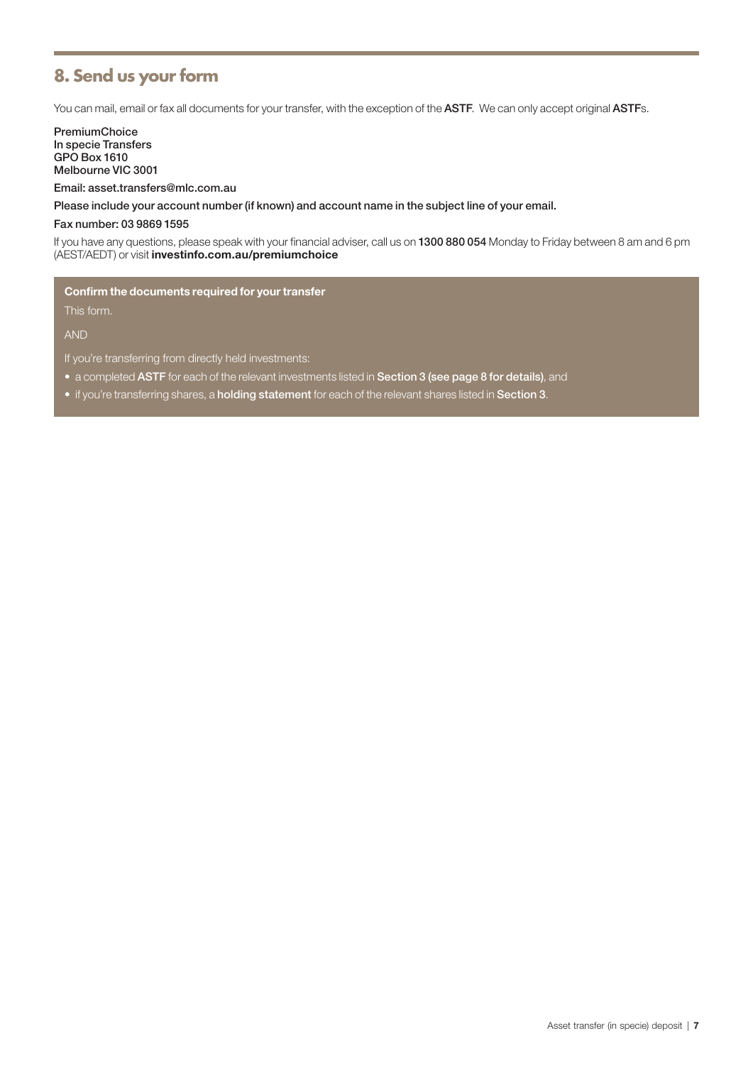## 8. Send us your form

You can mail, email or fax all documents for your transfer, with the exception of the **ASTF**. We can only accept original **ASTF**s.

PremiumChoice
In specie Transfers
GPO Box 1610
Melbourne VIC 3001

Email: asset.transfers@mlc.com.au

Please include your account number (if known) and account name in the subject line of your email.

Fax number: 03 9869 1595

If you have any questions, please speak with your financial adviser, call us on **1300 880 054** Monday to Friday between 8 am and 6 pm (AEST/AEDT) or visit **investinfo.com.au/premiumchoice**

**Confirm the documents required for your transfer**

This form.

AND

If you're transferring from directly held investments:

- a completed **ASTF** for each of the relevant investments listed in **Section 3 (see page 8 for details)**, and
- if you're transferring shares, a **holding statement** for each of the relevant shares listed in **Section 3**.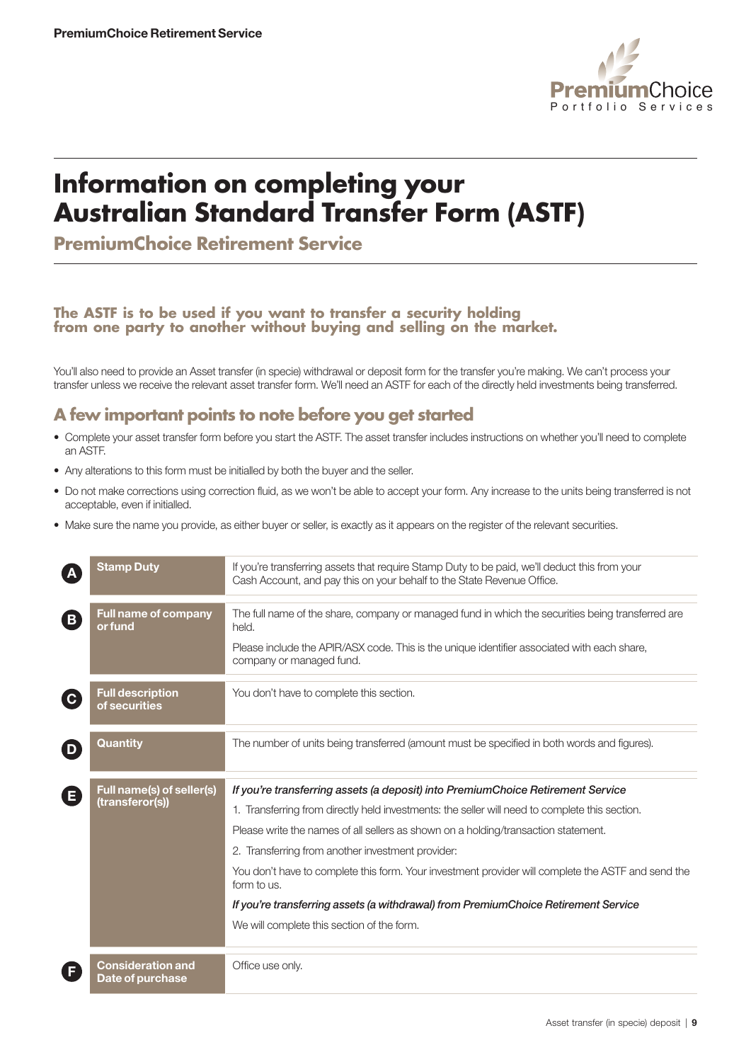# Information on completing your Australian Standard Transfer Form (ASTF)

## PremiumChoice Retirement Service

**The ASTF is to be used if you want to transfer a security holding from one party to another without buying and selling on the market.**

You'll also need to provide an Asset transfer (in specie) withdrawal or deposit form for the transfer you're making. We can't process your transfer unless we receive the relevant asset transfer form. We'll need an ASTF for each of the directly held investments being transferred.

## A few important points to note before you get started

- Complete your asset transfer form before you start the ASTF. The asset transfer includes instructions on whether you'll need to complete an ASTF.
- Any alterations to this form must be initialled by both the buyer and the seller.
- Do not make corrections using correction fluid, as we won't be able to accept your form. Any increase to the units being transferred is not acceptable, even if initialled.
- Make sure the name you provide, as either buyer or seller, is exactly as it appears on the register of the relevant securities.

| | Section | Information |
|---|---|---|
| A | **Stamp Duty** | If you're transferring assets that require Stamp Duty to be paid, we'll deduct this from your Cash Account, and pay this on your behalf to the State Revenue Office. |
| B | **Full name of company or fund** | The full name of the share, company or managed fund in which the securities being transferred are held.<br>Please include the APIR/ASX code. This is the unique identifier associated with each share, company or managed fund. |
| C | **Full description of securities** | You don't have to complete this section. |
| D | **Quantity** | The number of units being transferred (amount must be specified in both words and figures). |
| E | **Full name(s) of seller(s) (transferor(s))** | *If you're transferring assets (a deposit) into PremiumChoice Retirement Service*<br>1. Transferring from directly held investments: the seller will need to complete this section.<br>Please write the names of all sellers as shown on a holding/transaction statement.<br>2. Transferring from another investment provider:<br>You don't have to complete this form. Your investment provider will complete the ASTF and send the form to us.<br>*If you're transferring assets (a withdrawal) from PremiumChoice Retirement Service*<br>We will complete this section of the form. |
| F | **Consideration and Date of purchase** | Office use only. |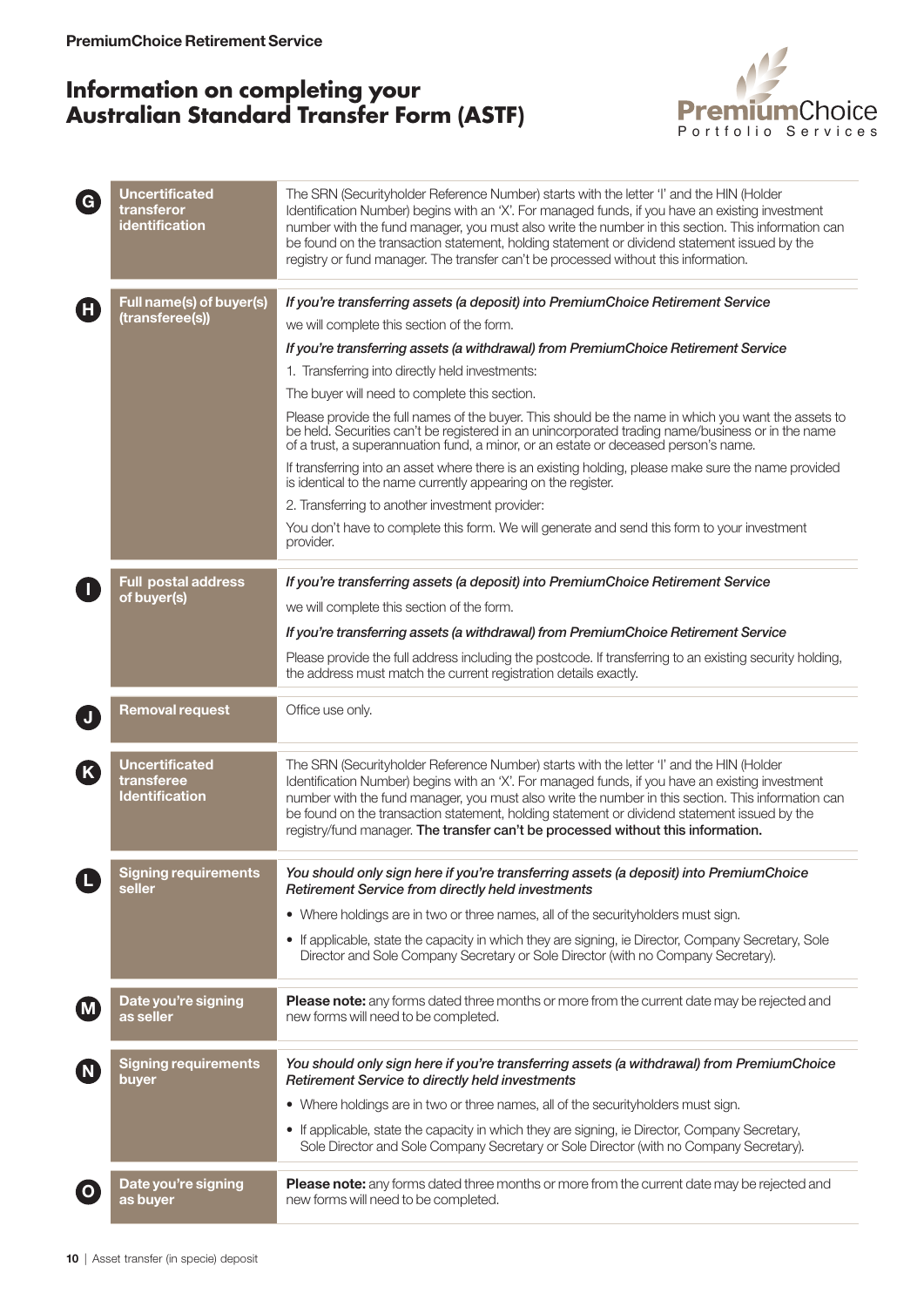# Information on completing your Australian Standard Transfer Form (ASTF)

**G — Uncertificated transferor identification**

The SRN (Securityholder Reference Number) starts with the letter 'I' and the HIN (Holder Identification Number) begins with an 'X'. For managed funds, if you have an existing investment number with the fund manager, you must also write the number in this section. This information can be found on the transaction statement, holding statement or dividend statement issued by the registry or fund manager. The transfer can't be processed without this information.

**H — Full name(s) of buyer(s) (transferee(s))**

*If you're transferring assets (a deposit) into PremiumChoice Retirement Service*

we will complete this section of the form.

*If you're transferring assets (a withdrawal) from PremiumChoice Retirement Service*

1. Transferring into directly held investments:

The buyer will need to complete this section.

Please provide the full names of the buyer. This should be the name in which you want the assets to be held. Securities can't be registered in an unincorporated trading name/business or in the name of a trust, a superannuation fund, a minor, or an estate or deceased person's name.

If transferring into an asset where there is an existing holding, please make sure the name provided is identical to the name currently appearing on the register.

2. Transferring to another investment provider:

You don't have to complete this form. We will generate and send this form to your investment provider.

**I — Full postal address of buyer(s)**

*If you're transferring assets (a deposit) into PremiumChoice Retirement Service*

we will complete this section of the form.

*If you're transferring assets (a withdrawal) from PremiumChoice Retirement Service*

Please provide the full address including the postcode. If transferring to an existing security holding, the address must match the current registration details exactly.

**J — Removal request**

Office use only.

**K — Uncertificated transferee Identification**

The SRN (Securityholder Reference Number) starts with the letter 'I' and the HIN (Holder Identification Number) begins with an 'X'. For managed funds, if you have an existing investment number with the fund manager, you must also write the number in this section. This information can be found on the transaction statement, holding statement or dividend statement issued by the registry/fund manager. **The transfer can't be processed without this information.**

**L — Signing requirements seller**

*You should only sign here if you're transferring assets (a deposit) into PremiumChoice Retirement Service from directly held investments*

- Where holdings are in two or three names, all of the securityholders must sign.
- If applicable, state the capacity in which they are signing, ie Director, Company Secretary, Sole Director and Sole Company Secretary or Sole Director (with no Company Secretary).

**M — Date you're signing as seller**

**Please note:** any forms dated three months or more from the current date may be rejected and new forms will need to be completed.

**N — Signing requirements buyer**

*You should only sign here if you're transferring assets (a withdrawal) from PremiumChoice Retirement Service to directly held investments*

- Where holdings are in two or three names, all of the securityholders must sign.
- If applicable, state the capacity in which they are signing, ie Director, Company Secretary, Sole Director and Sole Company Secretary or Sole Director (with no Company Secretary).

**O — Date you're signing as buyer**

**Please note:** any forms dated three months or more from the current date may be rejected and new forms will need to be completed.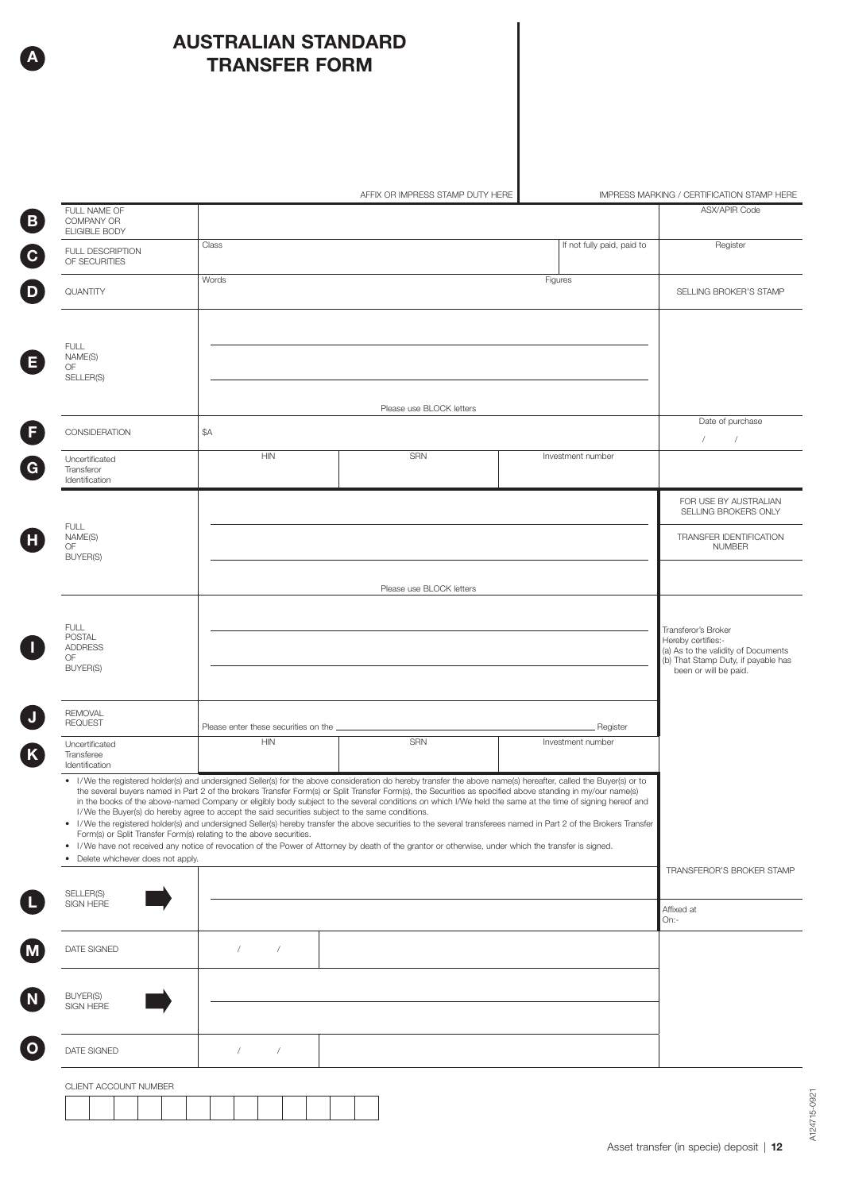# AUSTRALIAN STANDARD TRANSFER FORM

A

AFFIX OR IMPRESS STAMP DUTY HERE

IMPRESS MARKING / CERTIFICATION STAMP HERE

| | | | | |
|---|---|---|---|---|
| **B** | FULL NAME OF COMPANY OR ELIGIBLE BODY | | | ASX/APIR Code |
| **C** | FULL DESCRIPTION OF SECURITIES | Class | If not fully paid, paid to | Register |
| **D** | QUANTITY | Words | Figures | SELLING BROKER'S STAMP |
| **E** | FULL NAME(S) OF SELLER(S) | Please use BLOCK letters | | |
| **F** | CONSIDERATION | $A | | Date of purchase / / |
| **G** | Uncertificated Transferor Identification | HIN / SRN / Investment number | | |
| **H** | FULL NAME(S) OF BUYER(S) | Please use BLOCK letters | | FOR USE BY AUSTRALIAN SELLING BROKERS ONLY<br>TRANSFER IDENTIFICATION NUMBER |
| **I** | FULL POSTAL ADDRESS OF BUYER(S) | | | Transferor's Broker Hereby certifies:- (a) As to the validity of Documents (b) That Stamp Duty, if payable has been or will be paid. |
| **J** | REMOVAL REQUEST | Please enter these securities on the ____________ Register | | |
| **K** | Uncertificated Transferee Identification | HIN / SRN / Investment number | | |

- I/We the registered holder(s) and undersigned Seller(s) for the above consideration do hereby transfer the above name(s) hereafter, called the Buyer(s) or to the several buyers named in Part 2 of the brokers Transfer Form(s) or Split Transfer Form(s), the Securities as specified above standing in my/our name(s) in the books of the above-named Company or eligibly body subject to the several conditions on which I/We held the same at the time of signing hereof and I/We the Buyer(s) do hereby agree to accept the said securities subject to the same conditions.
- I/We the registered holder(s) and undersigned Seller(s) hereby transfer the above securities to the several transferees named in Part 2 of the Brokers Transfer Form(s) or Split Transfer Form(s) relating to the above securities.
- I/We have not received any notice of revocation of the Power of Attorney by death of the grantor or otherwise, under which the transfer is signed.
- Delete whichever does not apply.

| | | | |
|---|---|---|---|
| **L** | SELLER(S) SIGN HERE | | TRANSFEROR'S BROKER STAMP<br>Affixed at<br>On:- |
| **M** | DATE SIGNED | / / | |
| **N** | BUYER(S) SIGN HERE | | |
| **O** | DATE SIGNED | / / | |

CLIENT ACCOUNT NUMBER

| | | | | | | | | | | | | |
|---|---|---|---|---|---|---|---|---|---|---|---|---|
| | | | | | | | | | | | | |

Asset transfer (in specie) deposit

A124715-0921